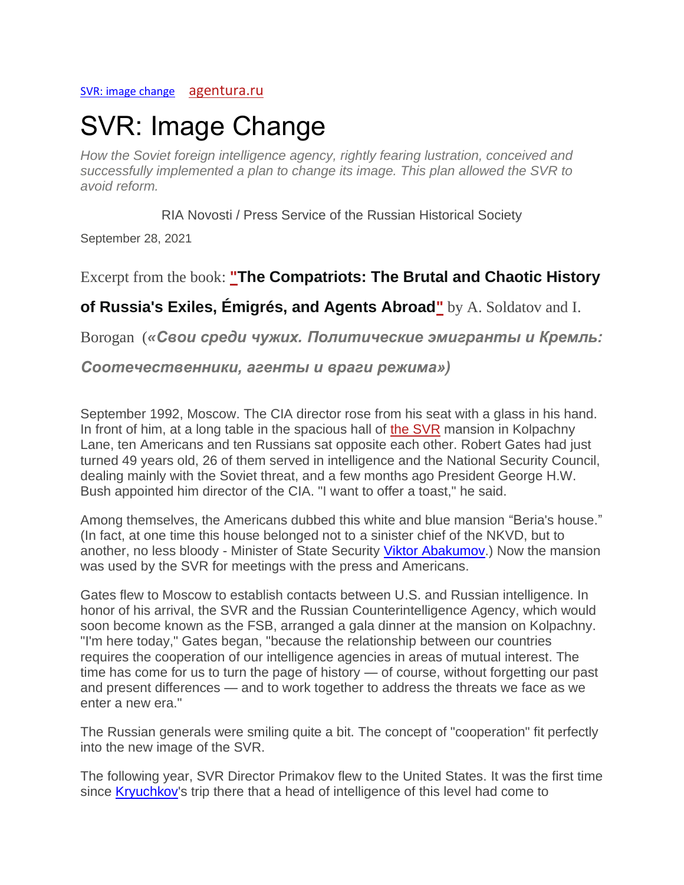SVR: image change    agentura.ru

# SVR: Image Change

*How the Soviet foreign intelligence agency, rightly fearing lustration, conceived and successfully implemented a plan to change its image. This plan allowed the SVR to avoid reform.*

RIA Novosti / Press Service of the Russian Historical Society

September 28, 2021

Excerpt from the book: **"The Compatriots: The Brutal and Chaotic History of Russia's Exiles, Émigrés, and Agents Abroad"** by A. Soldatov and I. Borogan (***«Свои среди чужих. Политические эмигранты и Кремль: Соотечественники, агенты и враги режима»)***

September 1992, Moscow. The CIA director rose from his seat with a glass in his hand. In front of him, at a long table in the spacious hall of the SVR mansion in Kolpachny Lane, ten Americans and ten Russians sat opposite each other. Robert Gates had just turned 49 years old, 26 of them served in intelligence and the National Security Council, dealing mainly with the Soviet threat, and a few months ago President George H.W. Bush appointed him director of the CIA. "I want to offer a toast," he said.

Among themselves, the Americans dubbed this white and blue mansion "Beria's house." (In fact, at one time this house belonged not to a sinister chief of the NKVD, but to another, no less bloody - Minister of State Security Viktor Abakumov.) Now the mansion was used by the SVR for meetings with the press and Americans.

Gates flew to Moscow to establish contacts between U.S. and Russian intelligence. In honor of his arrival, the SVR and the Russian Counterintelligence Agency, which would soon become known as the FSB, arranged a gala dinner at the mansion on Kolpachny. "I'm here today," Gates began, "because the relationship between our countries requires the cooperation of our intelligence agencies in areas of mutual interest. The time has come for us to turn the page of history — of course, without forgetting our past and present differences — and to work together to address the threats we face as we enter a new era."

The Russian generals were smiling quite a bit. The concept of "cooperation" fit perfectly into the new image of the SVR.

The following year, SVR Director Primakov flew to the United States. It was the first time since Kryuchkov's trip there that a head of intelligence of this level had come to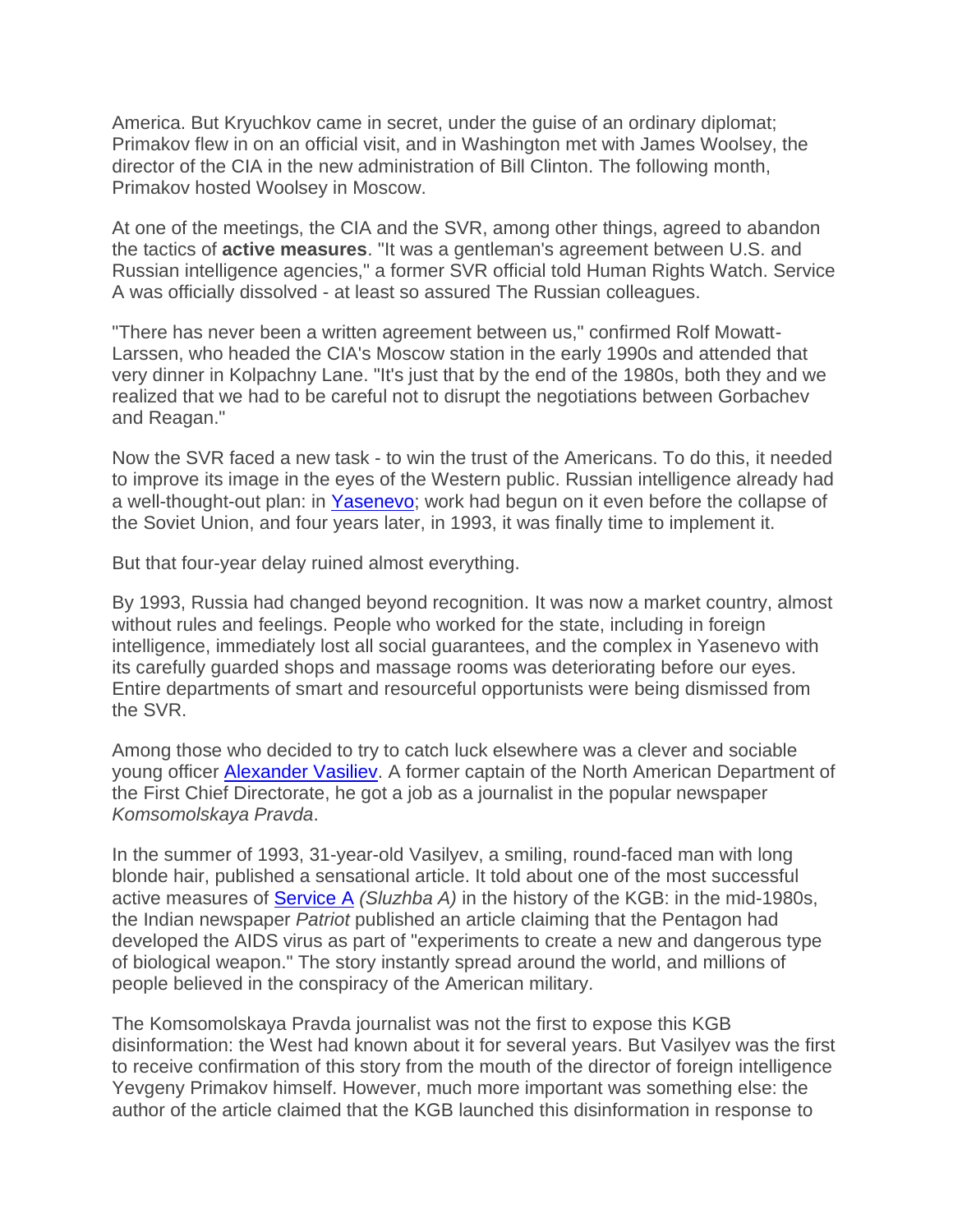America. But Kryuchkov came in secret, under the guise of an ordinary diplomat; Primakov flew in on an official visit, and in Washington met with James Woolsey, the director of the CIA in the new administration of Bill Clinton. The following month, Primakov hosted Woolsey in Moscow.

At one of the meetings, the CIA and the SVR, among other things, agreed to abandon the tactics of **active measures**. "It was a gentleman's agreement between U.S. and Russian intelligence agencies," a former SVR official told Human Rights Watch. Service A was officially dissolved - at least so assured The Russian colleagues.

"There has never been a written agreement between us," confirmed Rolf Mowatt-Larssen, who headed the CIA's Moscow station in the early 1990s and attended that very dinner in Kolpachny Lane. "It's just that by the end of the 1980s, both they and we realized that we had to be careful not to disrupt the negotiations between Gorbachev and Reagan."

Now the SVR faced a new task - to win the trust of the Americans. To do this, it needed to improve its image in the eyes of the Western public. Russian intelligence already had a well-thought-out plan: in [Yasenevo](); work had begun on it even before the collapse of the Soviet Union, and four years later, in 1993, it was finally time to implement it.

But that four-year delay ruined almost everything.

By 1993, Russia had changed beyond recognition. It was now a market country, almost without rules and feelings. People who worked for the state, including in foreign intelligence, immediately lost all social guarantees, and the complex in Yasenevo with its carefully guarded shops and massage rooms was deteriorating before our eyes. Entire departments of smart and resourceful opportunists were being dismissed from the SVR.

Among those who decided to try to catch luck elsewhere was a clever and sociable young officer [Alexander Vasiliev](). A former captain of the North American Department of the First Chief Directorate, he got a job as a journalist in the popular newspaper *Komsomolskaya Pravda*.

In the summer of 1993, 31-year-old Vasilyev, a smiling, round-faced man with long blonde hair, published a sensational article. It told about one of the most successful active measures of [Service A]() *(Sluzhba A)* in the history of the KGB: in the mid-1980s, the Indian newspaper *Patriot* published an article claiming that the Pentagon had developed the AIDS virus as part of "experiments to create a new and dangerous type of biological weapon." The story instantly spread around the world, and millions of people believed in the conspiracy of the American military.

The Komsomolskaya Pravda journalist was not the first to expose this KGB disinformation: the West had known about it for several years. But Vasilyev was the first to receive confirmation of this story from the mouth of the director of foreign intelligence Yevgeny Primakov himself. However, much more important was something else: the author of the article claimed that the KGB launched this disinformation in response to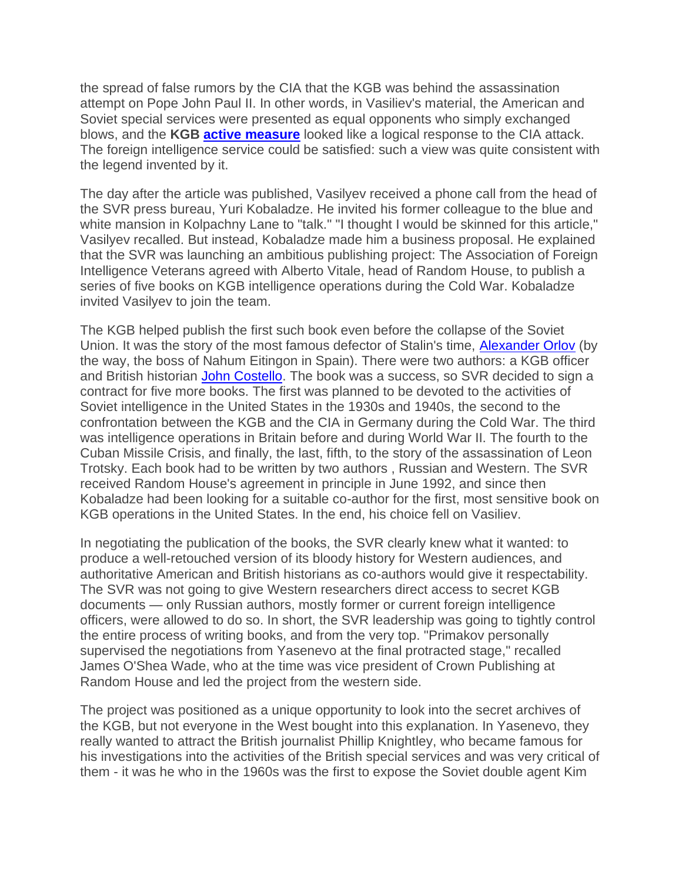the spread of false rumors by the CIA that the KGB was behind the assassination attempt on Pope John Paul II. In other words, in Vasiliev's material, the American and Soviet special services were presented as equal opponents who simply exchanged blows, and the **KGB [active measure]** looked like a logical response to the CIA attack. The foreign intelligence service could be satisfied: such a view was quite consistent with the legend invented by it.

The day after the article was published, Vasilyev received a phone call from the head of the SVR press bureau, Yuri Kobaladze. He invited his former colleague to the blue and white mansion in Kolpachny Lane to "talk." "I thought I would be skinned for this article," Vasilyev recalled. But instead, Kobaladze made him a business proposal. He explained that the SVR was launching an ambitious publishing project: The Association of Foreign Intelligence Veterans agreed with Alberto Vitale, head of Random House, to publish a series of five books on KGB intelligence operations during the Cold War. Kobaladze invited Vasilyev to join the team.

The KGB helped publish the first such book even before the collapse of the Soviet Union. It was the story of the most famous defector of Stalin's time, Alexander Orlov (by the way, the boss of Nahum Eitingon in Spain). There were two authors: a KGB officer and British historian John Costello. The book was a success, so SVR decided to sign a contract for five more books. The first was planned to be devoted to the activities of Soviet intelligence in the United States in the 1930s and 1940s, the second to the confrontation between the KGB and the CIA in Germany during the Cold War. The third was intelligence operations in Britain before and during World War II. The fourth to the Cuban Missile Crisis, and finally, the last, fifth, to the story of the assassination of Leon Trotsky. Each book had to be written by two authors , Russian and Western. The SVR received Random House's agreement in principle in June 1992, and since then Kobaladze had been looking for a suitable co-author for the first, most sensitive book on KGB operations in the United States. In the end, his choice fell on Vasiliev.

In negotiating the publication of the books, the SVR clearly knew what it wanted: to produce a well-retouched version of its bloody history for Western audiences, and authoritative American and British historians as co-authors would give it respectability. The SVR was not going to give Western researchers direct access to secret KGB documents — only Russian authors, mostly former or current foreign intelligence officers, were allowed to do so. In short, the SVR leadership was going to tightly control the entire process of writing books, and from the very top. "Primakov personally supervised the negotiations from Yasenevo at the final protracted stage," recalled James O'Shea Wade, who at the time was vice president of Crown Publishing at Random House and led the project from the western side.

The project was positioned as a unique opportunity to look into the secret archives of the KGB, but not everyone in the West bought into this explanation. In Yasenevo, they really wanted to attract the British journalist Phillip Knightley, who became famous for his investigations into the activities of the British special services and was very critical of them - it was he who in the 1960s was the first to expose the Soviet double agent Kim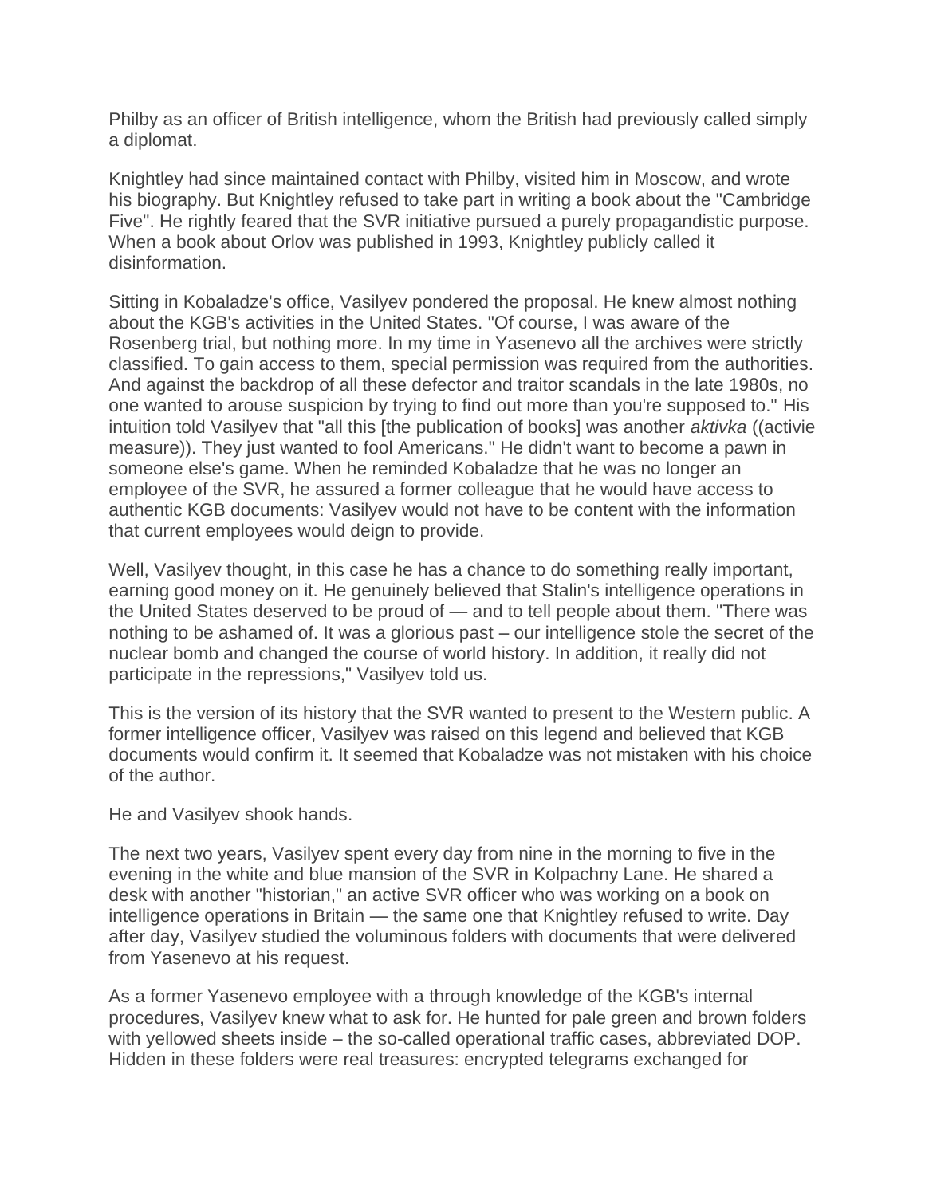Philby as an officer of British intelligence, whom the British had previously called simply a diplomat.

Knightley had since maintained contact with Philby, visited him in Moscow, and wrote his biography. But Knightley refused to take part in writing a book about the "Cambridge Five". He rightly feared that the SVR initiative pursued a purely propagandistic purpose. When a book about Orlov was published in 1993, Knightley publicly called it disinformation.

Sitting in Kobaladze's office, Vasilyev pondered the proposal. He knew almost nothing about the KGB's activities in the United States. "Of course, I was aware of the Rosenberg trial, but nothing more. In my time in Yasenevo all the archives were strictly classified. To gain access to them, special permission was required from the authorities. And against the backdrop of all these defector and traitor scandals in the late 1980s, no one wanted to arouse suspicion by trying to find out more than you're supposed to." His intuition told Vasilyev that "all this [the publication of books] was another *aktivka* ((activie measure)). They just wanted to fool Americans." He didn't want to become a pawn in someone else's game. When he reminded Kobaladze that he was no longer an employee of the SVR, he assured a former colleague that he would have access to authentic KGB documents: Vasilyev would not have to be content with the information that current employees would deign to provide.

Well, Vasilyev thought, in this case he has a chance to do something really important, earning good money on it. He genuinely believed that Stalin's intelligence operations in the United States deserved to be proud of — and to tell people about them. "There was nothing to be ashamed of. It was a glorious past – our intelligence stole the secret of the nuclear bomb and changed the course of world history. In addition, it really did not participate in the repressions," Vasilyev told us.

This is the version of its history that the SVR wanted to present to the Western public. A former intelligence officer, Vasilyev was raised on this legend and believed that KGB documents would confirm it. It seemed that Kobaladze was not mistaken with his choice of the author.

He and Vasilyev shook hands.

The next two years, Vasilyev spent every day from nine in the morning to five in the evening in the white and blue mansion of the SVR in Kolpachny Lane. He shared a desk with another "historian," an active SVR officer who was working on a book on intelligence operations in Britain — the same one that Knightley refused to write. Day after day, Vasilyev studied the voluminous folders with documents that were delivered from Yasenevo at his request.

As a former Yasenevo employee with a through knowledge of the KGB's internal procedures, Vasilyev knew what to ask for. He hunted for pale green and brown folders with yellowed sheets inside – the so-called operational traffic cases, abbreviated DOP. Hidden in these folders were real treasures: encrypted telegrams exchanged for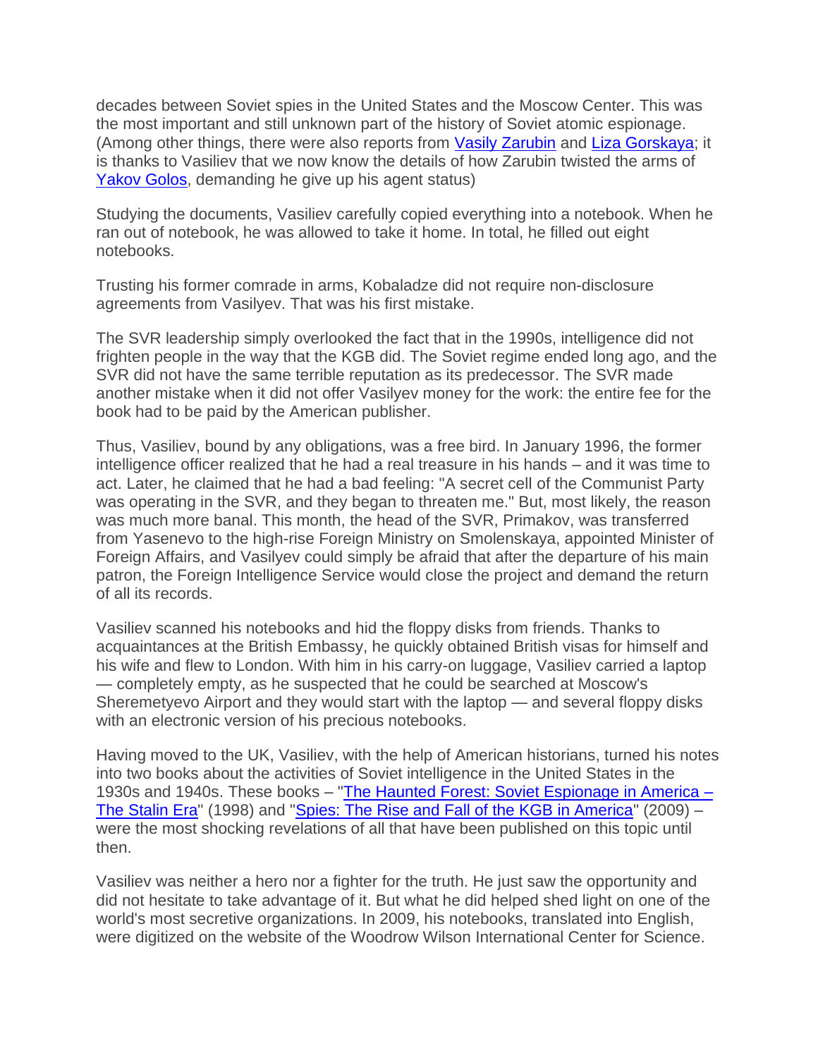decades between Soviet spies in the United States and the Moscow Center. This was the most important and still unknown part of the history of Soviet atomic espionage. (Among other things, there were also reports from Vasily Zarubin and Liza Gorskaya; it is thanks to Vasiliev that we now know the details of how Zarubin twisted the arms of Yakov Golos, demanding he give up his agent status)

Studying the documents, Vasiliev carefully copied everything into a notebook. When he ran out of notebook, he was allowed to take it home. In total, he filled out eight notebooks.

Trusting his former comrade in arms, Kobaladze did not require non-disclosure agreements from Vasilyev. That was his first mistake.

The SVR leadership simply overlooked the fact that in the 1990s, intelligence did not frighten people in the way that the KGB did. The Soviet regime ended long ago, and the SVR did not have the same terrible reputation as its predecessor. The SVR made another mistake when it did not offer Vasilyev money for the work: the entire fee for the book had to be paid by the American publisher.

Thus, Vasiliev, bound by any obligations, was a free bird. In January 1996, the former intelligence officer realized that he had a real treasure in his hands – and it was time to act. Later, he claimed that he had a bad feeling: "A secret cell of the Communist Party was operating in the SVR, and they began to threaten me." But, most likely, the reason was much more banal. This month, the head of the SVR, Primakov, was transferred from Yasenevo to the high-rise Foreign Ministry on Smolenskaya, appointed Minister of Foreign Affairs, and Vasilyev could simply be afraid that after the departure of his main patron, the Foreign Intelligence Service would close the project and demand the return of all its records.

Vasiliev scanned his notebooks and hid the floppy disks from friends. Thanks to acquaintances at the British Embassy, he quickly obtained British visas for himself and his wife and flew to London. With him in his carry-on luggage, Vasiliev carried a laptop — completely empty, as he suspected that he could be searched at Moscow's Sheremetyevo Airport and they would start with the laptop — and several floppy disks with an electronic version of his precious notebooks.

Having moved to the UK, Vasiliev, with the help of American historians, turned his notes into two books about the activities of Soviet intelligence in the United States in the 1930s and 1940s. These books – "The Haunted Forest: Soviet Espionage in America – The Stalin Era" (1998) and "Spies: The Rise and Fall of the KGB in America" (2009) – were the most shocking revelations of all that have been published on this topic until then.

Vasiliev was neither a hero nor a fighter for the truth. He just saw the opportunity and did not hesitate to take advantage of it. But what he did helped shed light on one of the world's most secretive organizations. In 2009, his notebooks, translated into English, were digitized on the website of the Woodrow Wilson International Center for Science.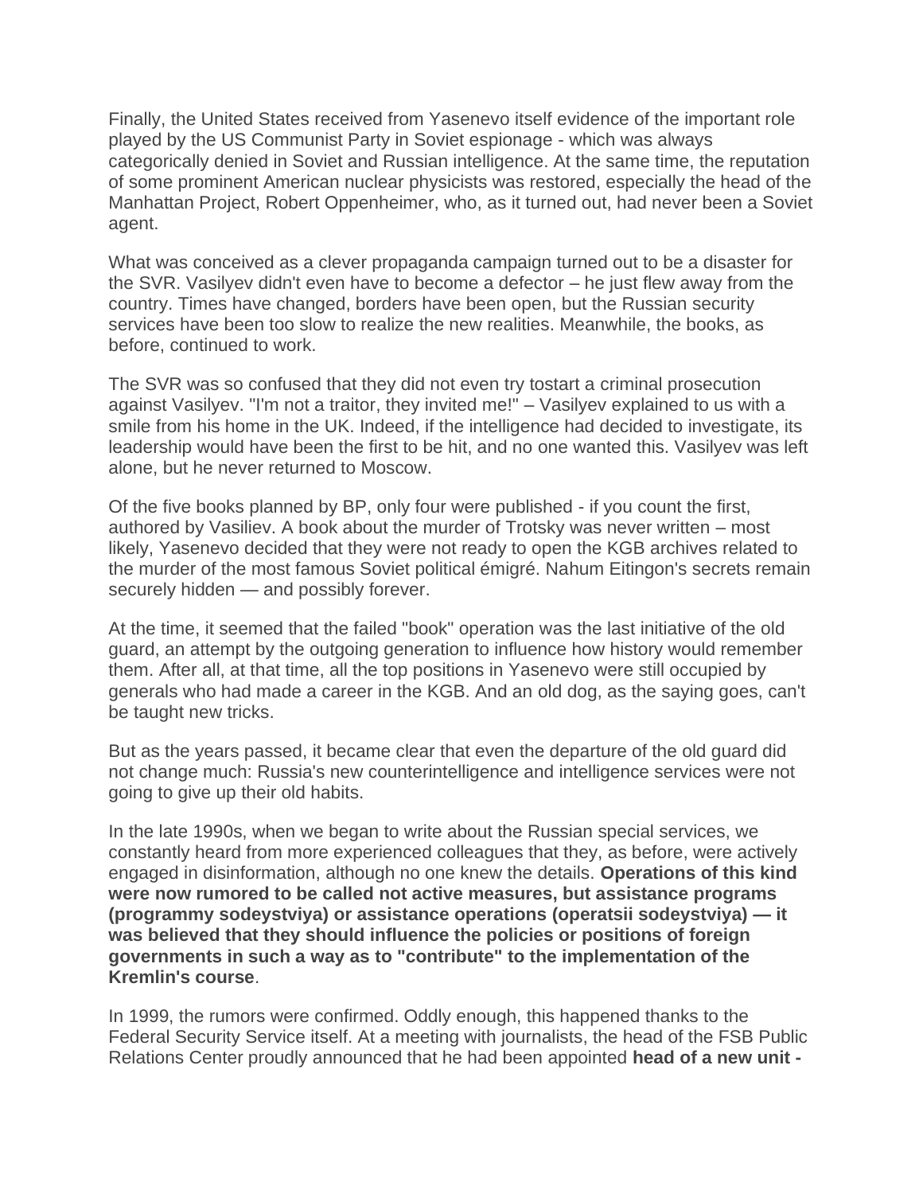Finally, the United States received from Yasenevo itself evidence of the important role played by the US Communist Party in Soviet espionage - which was always categorically denied in Soviet and Russian intelligence. At the same time, the reputation of some prominent American nuclear physicists was restored, especially the head of the Manhattan Project, Robert Oppenheimer, who, as it turned out, had never been a Soviet agent.

What was conceived as a clever propaganda campaign turned out to be a disaster for the SVR. Vasilyev didn't even have to become a defector – he just flew away from the country. Times have changed, borders have been open, but the Russian security services have been too slow to realize the new realities. Meanwhile, the books, as before, continued to work.

The SVR was so confused that they did not even try tostart a criminal prosecution against Vasilyev. "I'm not a traitor, they invited me!" – Vasilyev explained to us with a smile from his home in the UK. Indeed, if the intelligence had decided to investigate, its leadership would have been the first to be hit, and no one wanted this. Vasilyev was left alone, but he never returned to Moscow.

Of the five books planned by BP, only four were published - if you count the first, authored by Vasiliev. A book about the murder of Trotsky was never written – most likely, Yasenevo decided that they were not ready to open the KGB archives related to the murder of the most famous Soviet political émigré. Nahum Eitingon's secrets remain securely hidden — and possibly forever.

At the time, it seemed that the failed "book" operation was the last initiative of the old guard, an attempt by the outgoing generation to influence how history would remember them. After all, at that time, all the top positions in Yasenevo were still occupied by generals who had made a career in the KGB. And an old dog, as the saying goes, can't be taught new tricks.

But as the years passed, it became clear that even the departure of the old guard did not change much: Russia's new counterintelligence and intelligence services were not going to give up their old habits.

In the late 1990s, when we began to write about the Russian special services, we constantly heard from more experienced colleagues that they, as before, were actively engaged in disinformation, although no one knew the details. **Operations of this kind were now rumored to be called not active measures, but assistance programs (programmy sodeystviya) or assistance operations (operatsii sodeystviya) — it was believed that they should influence the policies or positions of foreign governments in such a way as to "contribute" to the implementation of the Kremlin's course**.

In 1999, the rumors were confirmed. Oddly enough, this happened thanks to the Federal Security Service itself. At a meeting with journalists, the head of the FSB Public Relations Center proudly announced that he had been appointed **head of a new unit -**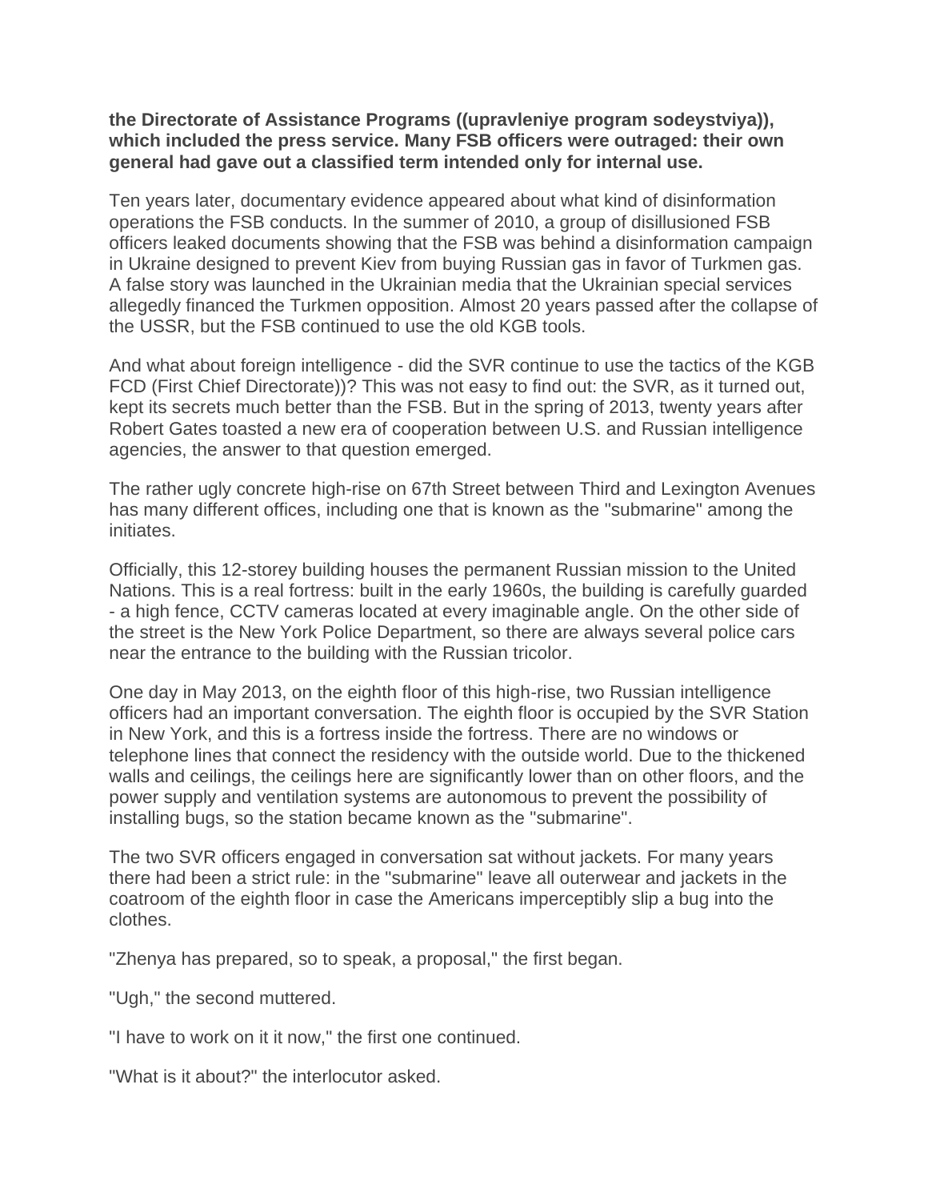**the Directorate of Assistance Programs ((upravleniye program sodeystviya)), which included the press service. Many FSB officers were outraged: their own general had gave out a classified term intended only for internal use.**

Ten years later, documentary evidence appeared about what kind of disinformation operations the FSB conducts. In the summer of 2010, a group of disillusioned FSB officers leaked documents showing that the FSB was behind a disinformation campaign in Ukraine designed to prevent Kiev from buying Russian gas in favor of Turkmen gas. A false story was launched in the Ukrainian media that the Ukrainian special services allegedly financed the Turkmen opposition. Almost 20 years passed after the collapse of the USSR, but the FSB continued to use the old KGB tools.

And what about foreign intelligence - did the SVR continue to use the tactics of the KGB FCD (First Chief Directorate))? This was not easy to find out: the SVR, as it turned out, kept its secrets much better than the FSB. But in the spring of 2013, twenty years after Robert Gates toasted a new era of cooperation between U.S. and Russian intelligence agencies, the answer to that question emerged.

The rather ugly concrete high-rise on 67th Street between Third and Lexington Avenues has many different offices, including one that is known as the "submarine" among the initiates.

Officially, this 12-storey building houses the permanent Russian mission to the United Nations. This is a real fortress: built in the early 1960s, the building is carefully guarded - a high fence, CCTV cameras located at every imaginable angle. On the other side of the street is the New York Police Department, so there are always several police cars near the entrance to the building with the Russian tricolor.

One day in May 2013, on the eighth floor of this high-rise, two Russian intelligence officers had an important conversation. The eighth floor is occupied by the SVR Station in New York, and this is a fortress inside the fortress. There are no windows or telephone lines that connect the residency with the outside world. Due to the thickened walls and ceilings, the ceilings here are significantly lower than on other floors, and the power supply and ventilation systems are autonomous to prevent the possibility of installing bugs, so the station became known as the "submarine".

The two SVR officers engaged in conversation sat without jackets. For many years there had been a strict rule: in the "submarine" leave all outerwear and jackets in the coatroom of the eighth floor in case the Americans imperceptibly slip a bug into the clothes.

"Zhenya has prepared, so to speak, a proposal," the first began.

"Ugh," the second muttered.

"I have to work on it it now," the first one continued.

"What is it about?" the interlocutor asked.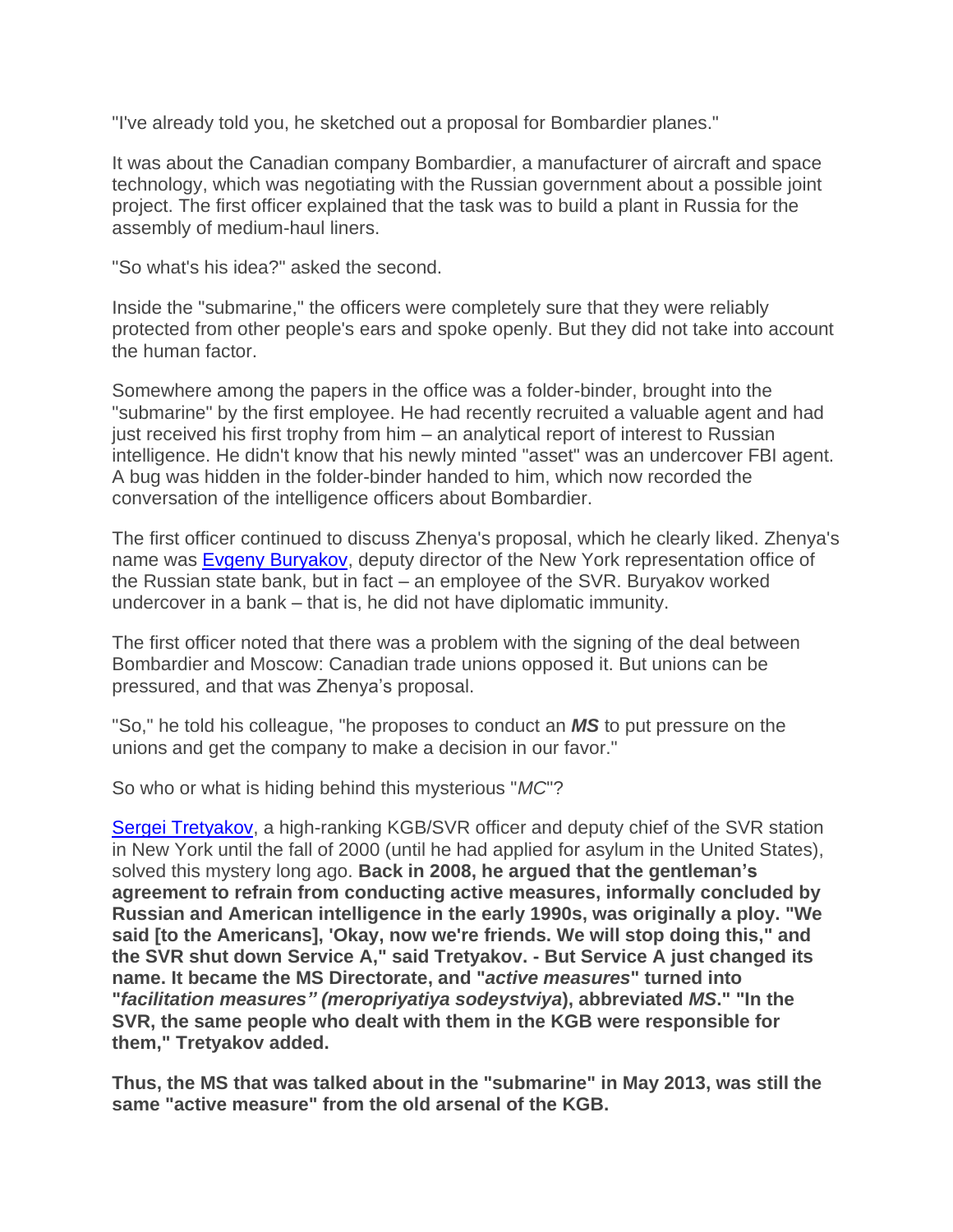"I've already told you, he sketched out a proposal for Bombardier planes."

It was about the Canadian company Bombardier, a manufacturer of aircraft and space technology, which was negotiating with the Russian government about a possible joint project. The first officer explained that the task was to build a plant in Russia for the assembly of medium-haul liners.

"So what's his idea?" asked the second.

Inside the "submarine," the officers were completely sure that they were reliably protected from other people's ears and spoke openly. But they did not take into account the human factor.

Somewhere among the papers in the office was a folder-binder, brought into the "submarine" by the first employee. He had recently recruited a valuable agent and had just received his first trophy from him – an analytical report of interest to Russian intelligence. He didn't know that his newly minted "asset" was an undercover FBI agent. A bug was hidden in the folder-binder handed to him, which now recorded the conversation of the intelligence officers about Bombardier.

The first officer continued to discuss Zhenya's proposal, which he clearly liked. Zhenya's name was [Evgeny Buryakov](), deputy director of the New York representation office of the Russian state bank, but in fact – an employee of the SVR. Buryakov worked undercover in a bank – that is, he did not have diplomatic immunity.

The first officer noted that there was a problem with the signing of the deal between Bombardier and Moscow: Canadian trade unions opposed it. But unions can be pressured, and that was Zhenya's proposal.

"So," he told his colleague, "he proposes to conduct an ***MS*** to put pressure on the unions and get the company to make a decision in our favor."

So who or what is hiding behind this mysterious "*MC*"?

[Sergei Tretyakov](), a high-ranking KGB/SVR officer and deputy chief of the SVR station in New York until the fall of 2000 (until he had applied for asylum in the United States), solved this mystery long ago. **Back in 2008, he argued that the gentleman's agreement to refrain from conducting active measures, informally concluded by Russian and American intelligence in the early 1990s, was originally a ploy. "We said [to the Americans], 'Okay, now we're friends. We will stop doing this," and the SVR shut down Service A," said Tretyakov. - But Service A just changed its name. It became the MS Directorate, and "*active measures*" turned into "*facilitation measures" (meropriyatiya sodeystviya*), abbreviated *MS*." "In the SVR, the same people who dealt with them in the KGB were responsible for them," Tretyakov added.**

**Thus, the MS that was talked about in the "submarine" in May 2013, was still the same "active measure" from the old arsenal of the KGB.**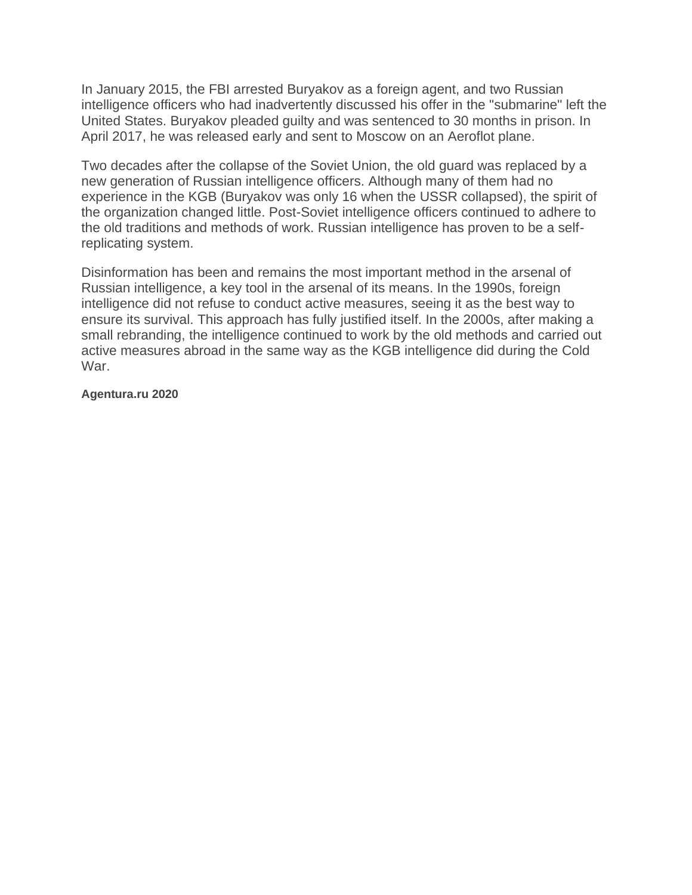In January 2015, the FBI arrested Buryakov as a foreign agent, and two Russian intelligence officers who had inadvertently discussed his offer in the "submarine" left the United States. Buryakov pleaded guilty and was sentenced to 30 months in prison. In April 2017, he was released early and sent to Moscow on an Aeroflot plane.

Two decades after the collapse of the Soviet Union, the old guard was replaced by a new generation of Russian intelligence officers. Although many of them had no experience in the KGB (Buryakov was only 16 when the USSR collapsed), the spirit of the organization changed little. Post-Soviet intelligence officers continued to adhere to the old traditions and methods of work. Russian intelligence has proven to be a self-replicating system.

Disinformation has been and remains the most important method in the arsenal of Russian intelligence, a key tool in the arsenal of its means. In the 1990s, foreign intelligence did not refuse to conduct active measures, seeing it as the best way to ensure its survival. This approach has fully justified itself. In the 2000s, after making a small rebranding, the intelligence continued to work by the old methods and carried out active measures abroad in the same way as the KGB intelligence did during the Cold War.

**Agentura.ru 2020**